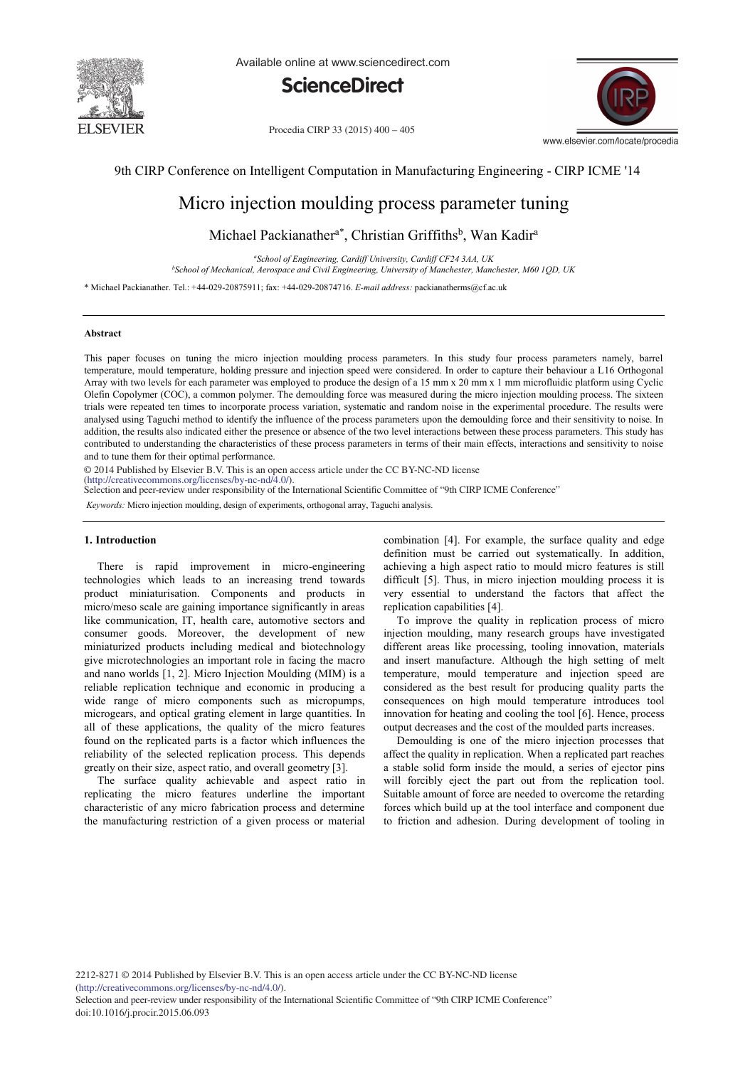9th CIRP Conference on Intelligent Computation in Manufacturing Engineering - CIRP ICME '14

# Micro injection moulding process parameter tuning

Michael Packianather[a*], Christian Griffiths[b], Wan Kadir[a]

[a]School of Engineering, Cardiff University, Cardiff CF24 3AA, UK
[b]School of Mechanical, Aerospace and Civil Engineering, University of Manchester, Manchester, M60 1QD, UK

* Michael Packianather. Tel.: +44-029-20875911; fax: +44-029-20874716. *E-mail address:* packianatherms@cf.ac.uk

### Abstract

This paper focuses on tuning the micro injection moulding process parameters. In this study four process parameters namely, barrel temperature, mould temperature, holding pressure and injection speed were considered. In order to capture their behaviour a L16 Orthogonal Array with two levels for each parameter was employed to produce the design of a 15 mm x 20 mm x 1 mm microfluidic platform using Cyclic Olefin Copolymer (COC), a common polymer. The demoulding force was measured during the micro injection moulding process. The sixteen trials were repeated ten times to incorporate process variation, systematic and random noise in the experimental procedure. The results were analysed using Taguchi method to identify the influence of the process parameters upon the demoulding force and their sensitivity to noise. In addition, the results also indicated either the presence or absence of the two level interactions between these process parameters. This study has contributed to understanding the characteristics of these process parameters in terms of their main effects, interactions and sensitivity to noise and to tune them for their optimal performance.

© 2014 Published by Elsevier B.V. This is an open access article under the CC BY-NC-ND license (http://creativecommons.org/licenses/by-nc-nd/4.0/).
Selection and peer-review under responsibility of the International Scientific Committee of "9th CIRP ICME Conference"

*Keywords:* Micro injection moulding, design of experiments, orthogonal array, Taguchi analysis.

## 1. Introduction

There is rapid improvement in micro-engineering technologies which leads to an increasing trend towards product miniaturisation. Components and products in micro/meso scale are gaining importance significantly in areas like communication, IT, health care, automotive sectors and consumer goods. Moreover, the development of new miniaturized products including medical and biotechnology give microtechnologies an important role in facing the macro and nano worlds [1, 2]. Micro Injection Moulding (MIM) is a reliable replication technique and economic in producing a wide range of micro components such as micropumps, microgears, and optical grating element in large quantities. In all of these applications, the quality of the micro features found on the replicated parts is a factor which influences the reliability of the selected replication process. This depends greatly on their size, aspect ratio, and overall geometry [3].

The surface quality achievable and aspect ratio in replicating the micro features underline the important characteristic of any micro fabrication process and determine the manufacturing restriction of a given process or material combination [4]. For example, the surface quality and edge definition must be carried out systematically. In addition, achieving a high aspect ratio to mould micro features is still difficult [5]. Thus, in micro injection moulding process it is very essential to understand the factors that affect the replication capabilities [4].

To improve the quality in replication process of micro injection moulding, many research groups have investigated different areas like processing, tooling innovation, materials and insert manufacture. Although the high setting of melt temperature, mould temperature and injection speed are considered as the best result for producing quality parts the consequences on high mould temperature introduces tool innovation for heating and cooling the tool [6]. Hence, process output decreases and the cost of the moulded parts increases.

Demoulding is one of the micro injection processes that affect the quality in replication. When a replicated part reaches a stable solid form inside the mould, a series of ejector pins will forcibly eject the part out from the replication tool. Suitable amount of force are needed to overcome the retarding forces which build up at the tool interface and component due to friction and adhesion. During development of tooling in

2212-8271 © 2014 Published by Elsevier B.V. This is an open access article under the CC BY-NC-ND license (http://creativecommons.org/licenses/by-nc-nd/4.0/).
Selection and peer-review under responsibility of the International Scientific Committee of "9th CIRP ICME Conference"
doi:10.1016/j.procir.2015.06.093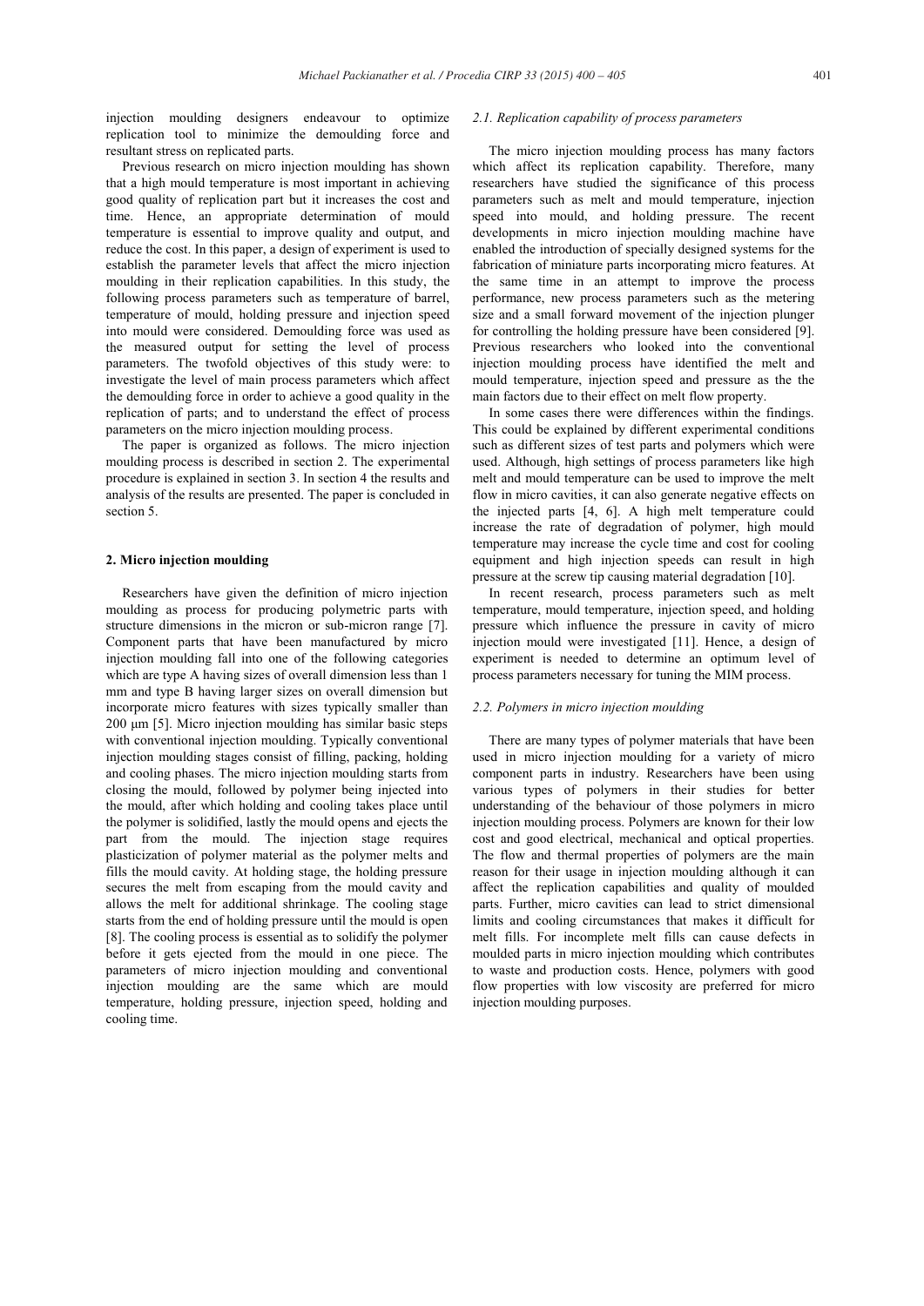injection moulding designers endeavour to optimize replication tool to minimize the demoulding force and resultant stress on replicated parts.

Previous research on micro injection moulding has shown that a high mould temperature is most important in achieving good quality of replication part but it increases the cost and time. Hence, an appropriate determination of mould temperature is essential to improve quality and output, and reduce the cost. In this paper, a design of experiment is used to establish the parameter levels that affect the micro injection moulding in their replication capabilities. In this study, the following process parameters such as temperature of barrel, temperature of mould, holding pressure and injection speed into mould were considered. Demoulding force was used as the measured output for setting the level of process parameters. The twofold objectives of this study were: to investigate the level of main process parameters which affect the demoulding force in order to achieve a good quality in the replication of parts; and to understand the effect of process parameters on the micro injection moulding process.

The paper is organized as follows. The micro injection moulding process is described in section 2. The experimental procedure is explained in section 3. In section 4 the results and analysis of the results are presented. The paper is concluded in section 5.

## 2. Micro injection moulding

Researchers have given the definition of micro injection moulding as process for producing polymetric parts with structure dimensions in the micron or sub-micron range [7]. Component parts that have been manufactured by micro injection moulding fall into one of the following categories which are type A having sizes of overall dimension less than 1 mm and type B having larger sizes on overall dimension but incorporate micro features with sizes typically smaller than 200 μm [5]. Micro injection moulding has similar basic steps with conventional injection moulding. Typically conventional injection moulding stages consist of filling, packing, holding and cooling phases. The micro injection moulding starts from closing the mould, followed by polymer being injected into the mould, after which holding and cooling takes place until the polymer is solidified, lastly the mould opens and ejects the part from the mould. The injection stage requires plasticization of polymer material as the polymer melts and fills the mould cavity. At holding stage, the holding pressure secures the melt from escaping from the mould cavity and allows the melt for additional shrinkage. The cooling stage starts from the end of holding pressure until the mould is open [8]. The cooling process is essential as to solidify the polymer before it gets ejected from the mould in one piece. The parameters of micro injection moulding and conventional injection moulding are the same which are mould temperature, holding pressure, injection speed, holding and cooling time.

### *2.1. Replication capability of process parameters*

The micro injection moulding process has many factors which affect its replication capability. Therefore, many researchers have studied the significance of this process parameters such as melt and mould temperature, injection speed into mould, and holding pressure. The recent developments in micro injection moulding machine have enabled the introduction of specially designed systems for the fabrication of miniature parts incorporating micro features. At the same time in an attempt to improve the process performance, new process parameters such as the metering size and a small forward movement of the injection plunger for controlling the holding pressure have been considered [9]. Previous researchers who looked into the conventional injection moulding process have identified the melt and mould temperature, injection speed and pressure as the the main factors due to their effect on melt flow property.

In some cases there were differences within the findings. This could be explained by different experimental conditions such as different sizes of test parts and polymers which were used. Although, high settings of process parameters like high melt and mould temperature can be used to improve the melt flow in micro cavities, it can also generate negative effects on the injected parts [4, 6]. A high melt temperature could increase the rate of degradation of polymer, high mould temperature may increase the cycle time and cost for cooling equipment and high injection speeds can result in high pressure at the screw tip causing material degradation [10].

In recent research, process parameters such as melt temperature, mould temperature, injection speed, and holding pressure which influence the pressure in cavity of micro injection mould were investigated [11]. Hence, a design of experiment is needed to determine an optimum level of process parameters necessary for tuning the MIM process.

### *2.2. Polymers in micro injection moulding*

There are many types of polymer materials that have been used in micro injection moulding for a variety of micro component parts in industry. Researchers have been using various types of polymers in their studies for better understanding of the behaviour of those polymers in micro injection moulding process. Polymers are known for their low cost and good electrical, mechanical and optical properties. The flow and thermal properties of polymers are the main reason for their usage in injection moulding although it can affect the replication capabilities and quality of moulded parts. Further, micro cavities can lead to strict dimensional limits and cooling circumstances that makes it difficult for melt fills. For incomplete melt fills can cause defects in moulded parts in micro injection moulding which contributes to waste and production costs. Hence, polymers with good flow properties with low viscosity are preferred for micro injection moulding purposes.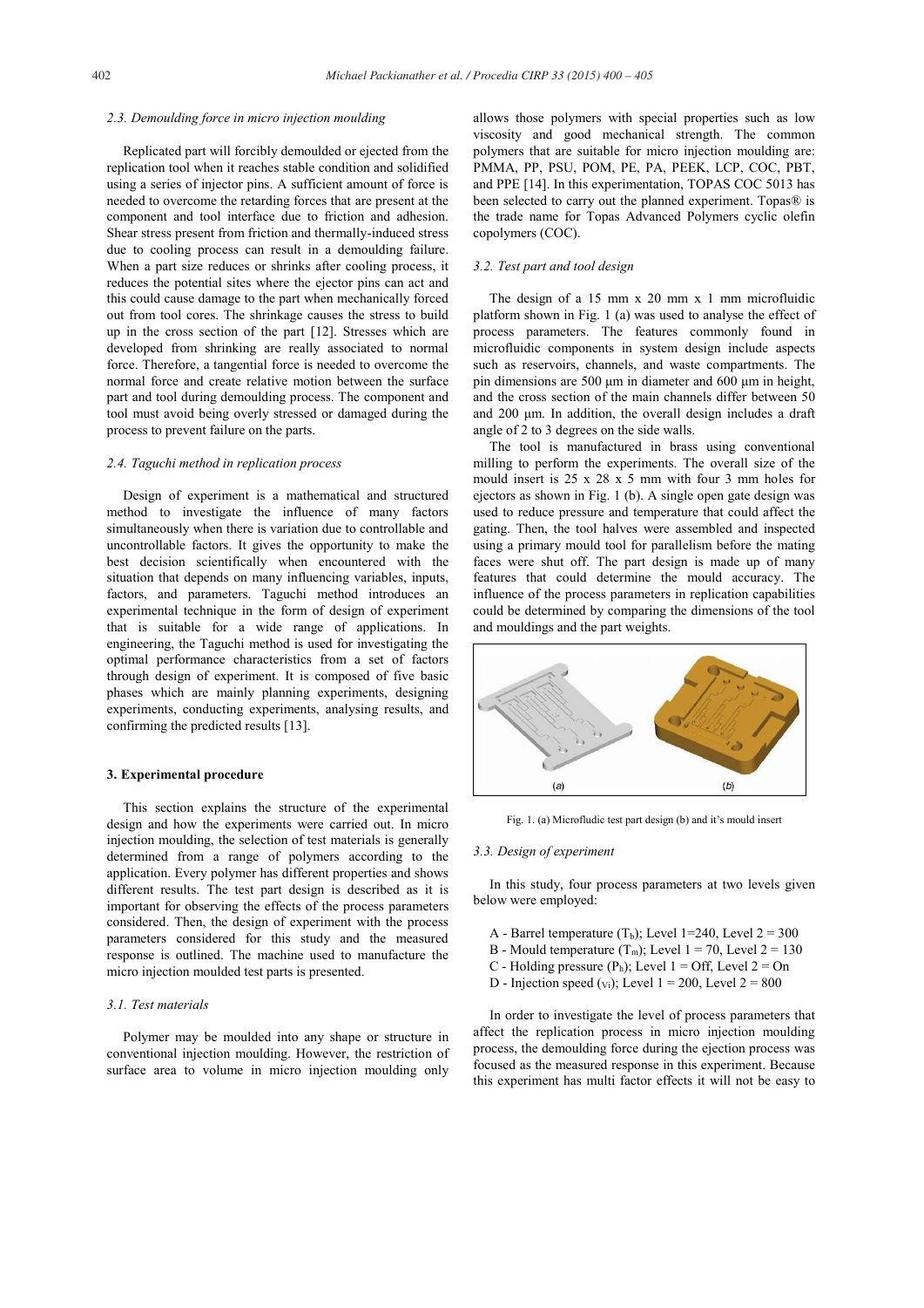### 2.3. Demoulding force in micro injection moulding

Replicated part will forcibly demoulded or ejected from the replication tool when it reaches stable condition and solidified using a series of injector pins. A sufficient amount of force is needed to overcome the retarding forces that are present at the component and tool interface due to friction and adhesion. Shear stress present from friction and thermally-induced stress due to cooling process can result in a demoulding failure. When a part size reduces or shrinks after cooling process, it reduces the potential sites where the ejector pins can act and this could cause damage to the part when mechanically forced out from tool cores. The shrinkage causes the stress to build up in the cross section of the part [12]. Stresses which are developed from shrinking are really associated to normal force. Therefore, a tangential force is needed to overcome the normal force and create relative motion between the surface part and tool during demoulding process. The component and tool must avoid being overly stressed or damaged during the process to prevent failure on the parts.

### 2.4. Taguchi method in replication process

Design of experiment is a mathematical and structured method to investigate the influence of many factors simultaneously when there is variation due to controllable and uncontrollable factors. It gives the opportunity to make the best decision scientifically when encountered with the situation that depends on many influencing variables, inputs, factors, and parameters. Taguchi method introduces an experimental technique in the form of design of experiment that is suitable for a wide range of applications. In engineering, the Taguchi method is used for investigating the optimal performance characteristics from a set of factors through design of experiment. It is composed of five basic phases which are mainly planning experiments, designing experiments, conducting experiments, analysing results, and confirming the predicted results [13].

## 3. Experimental procedure

This section explains the structure of the experimental design and how the experiments were carried out. In micro injection moulding, the selection of test materials is generally determined from a range of polymers according to the application. Every polymer has different properties and shows different results. The test part design is described as it is important for observing the effects of the process parameters considered. Then, the design of experiment with the process parameters considered for this study and the measured response is outlined. The machine used to manufacture the micro injection moulded test parts is presented.

### 3.1. Test materials

Polymer may be moulded into any shape or structure in conventional injection moulding. However, the restriction of surface area to volume in micro injection moulding only allows those polymers with special properties such as low viscosity and good mechanical strength. The common polymers that are suitable for micro injection moulding are: PMMA, PP, PSU, POM, PE, PA, PEEK, LCP, COC, PBT, and PPE [14]. In this experimentation, TOPAS COC 5013 has been selected to carry out the planned experiment. Topas® is the trade name for Topas Advanced Polymers cyclic olefin copolymers (COC).

### 3.2. Test part and tool design

The design of a 15 mm x 20 mm x 1 mm microfluidic platform shown in Fig. 1 (a) was used to analyse the effect of process parameters. The features commonly found in microfluidic components in system design include aspects such as reservoirs, channels, and waste compartments. The pin dimensions are 500 µm in diameter and 600 µm in height, and the cross section of the main channels differ between 50 and 200 µm. In addition, the overall design includes a draft angle of 2 to 3 degrees on the side walls.

The tool is manufactured in brass using conventional milling to perform the experiments. The overall size of the mould insert is 25 x 28 x 5 mm with four 3 mm holes for ejectors as shown in Fig. 1 (b). A single open gate design was used to reduce pressure and temperature that could affect the gating. Then, the tool halves were assembled and inspected using a primary mould tool for parallelism before the mating faces were shut off. The part design is made up of many features that could determine the mould accuracy. The influence of the process parameters in replication capabilities could be determined by comparing the dimensions of the tool and mouldings and the part weights.

Fig. 1. (a) Microfludic test part design (b) and it's mould insert

### 3.3. Design of experiment

In this study, four process parameters at two levels given below were employed:

- A - Barrel temperature ($T_b$); Level 1=240, Level 2 = 300
- B - Mould temperature ($T_m$); Level 1 = 70, Level 2 = 130
- C - Holding pressure ($P_h$); Level 1 = Off, Level 2 = On
- D - Injection speed ($v_i$); Level 1 = 200, Level 2 = 800

In order to investigate the level of process parameters that affect the replication process in micro injection moulding process, the demoulding force during the ejection process was focused as the measured response in this experiment. Because this experiment has multi factor effects it will not be easy to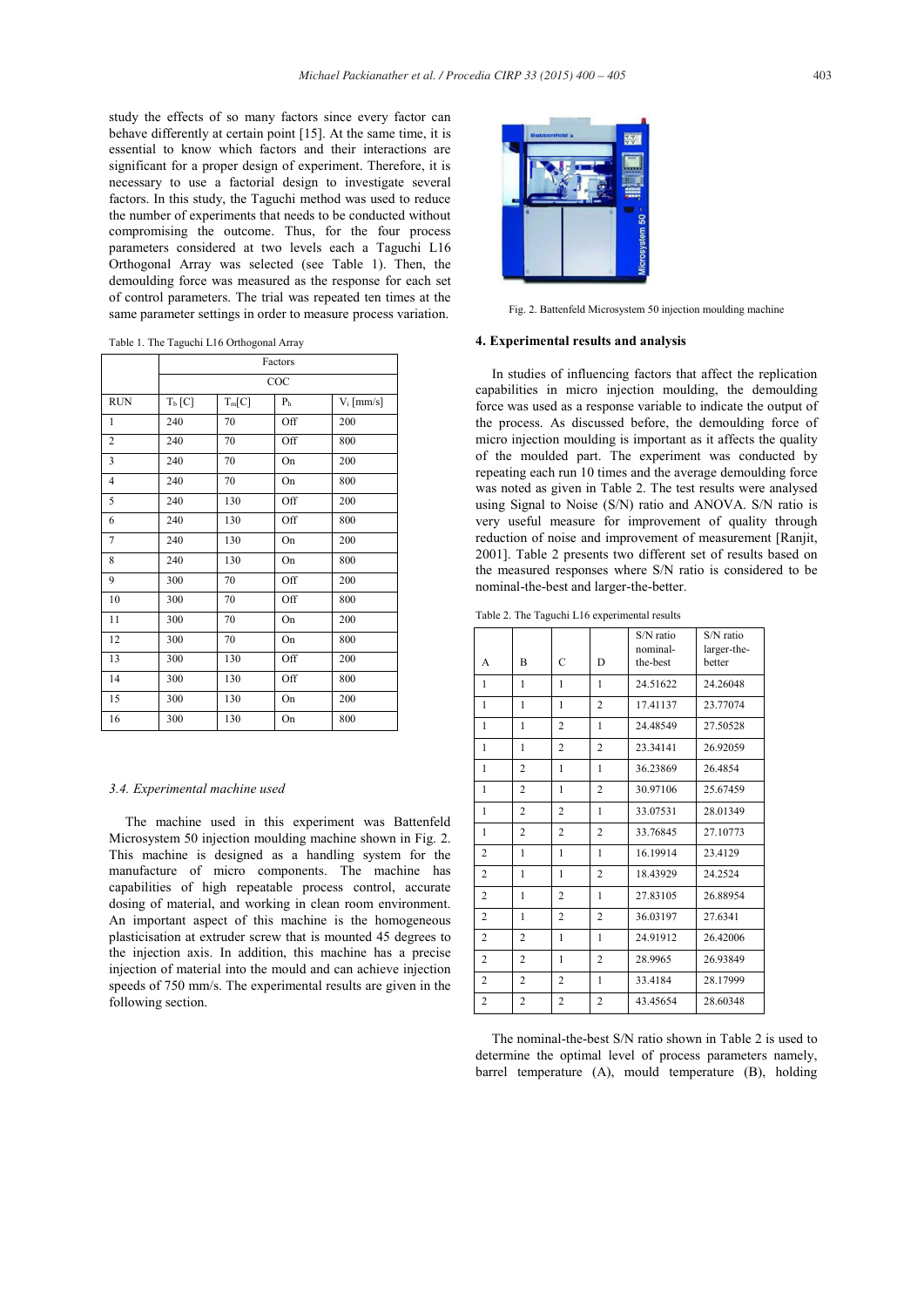study the effects of so many factors since every factor can behave differently at certain point [15]. At the same time, it is essential to know which factors and their interactions are significant for a proper design of experiment. Therefore, it is necessary to use a factorial design to investigate several factors. In this study, the Taguchi method was used to reduce the number of experiments that needs to be conducted without compromising the outcome. Thus, for the four process parameters considered at two levels each a Taguchi L16 Orthogonal Array was selected (see Table 1). Then, the demoulding force was measured as the response for each set of control parameters. The trial was repeated ten times at the same parameter settings in order to measure process variation.

Table 1. The Taguchi L16 Orthogonal Array

| | Factors | | | |
|---|---|---|---|---|
| | COC | | | |
| RUN | $T_b$ [C] | $T_m$[C] | $P_h$ | $V_i$ [mm/s] |
| 1 | 240 | 70 | Off | 200 |
| 2 | 240 | 70 | Off | 800 |
| 3 | 240 | 70 | On | 200 |
| 4 | 240 | 70 | On | 800 |
| 5 | 240 | 130 | Off | 200 |
| 6 | 240 | 130 | Off | 800 |
| 7 | 240 | 130 | On | 200 |
| 8 | 240 | 130 | On | 800 |
| 9 | 300 | 70 | Off | 200 |
| 10 | 300 | 70 | Off | 800 |
| 11 | 300 | 70 | On | 200 |
| 12 | 300 | 70 | On | 800 |
| 13 | 300 | 130 | Off | 200 |
| 14 | 300 | 130 | Off | 800 |
| 15 | 300 | 130 | On | 200 |
| 16 | 300 | 130 | On | 800 |

### 3.4. Experimental machine used

The machine used in this experiment was Battenfeld Microsystem 50 injection moulding machine shown in Fig. 2. This machine is designed as a handling system for the manufacture of micro components. The machine has capabilities of high repeatable process control, accurate dosing of material, and working in clean room environment. An important aspect of this machine is the homogeneous plasticisation at extruder screw that is mounted 45 degrees to the injection axis. In addition, this machine has a precise injection of material into the mould and can achieve injection speeds of 750 mm/s. The experimental results are given in the following section.

Fig. 2. Battenfeld Microsystem 50 injection moulding machine

## 4. Experimental results and analysis

In studies of influencing factors that affect the replication capabilities in micro injection moulding, the demoulding force was used as a response variable to indicate the output of the process. As discussed before, the demoulding force of micro injection moulding is important as it affects the quality of the moulded part. The experiment was conducted by repeating each run 10 times and the average demoulding force was noted as given in Table 2. The test results were analysed using Signal to Noise (S/N) ratio and ANOVA. S/N ratio is very useful measure for improvement of quality through reduction of noise and improvement of measurement [Ranjit, 2001]. Table 2 presents two different set of results based on the measured responses where S/N ratio is considered to be nominal-the-best and larger-the-better.

Table 2. The Taguchi L16 experimental results

| A | B | C | D | S/N ratio nominal-the-best | S/N ratio larger-the-better |
|---|---|---|---|---|---|
| 1 | 1 | 1 | 1 | 24.51622 | 24.26048 |
| 1 | 1 | 1 | 2 | 17.41137 | 23.77074 |
| 1 | 1 | 2 | 1 | 24.48549 | 27.50528 |
| 1 | 1 | 2 | 2 | 23.34141 | 26.92059 |
| 1 | 2 | 1 | 1 | 36.23869 | 26.4854 |
| 1 | 2 | 1 | 2 | 30.97106 | 25.67459 |
| 1 | 2 | 2 | 1 | 33.07531 | 28.01349 |
| 1 | 2 | 2 | 2 | 33.76845 | 27.10773 |
| 2 | 1 | 1 | 1 | 16.19914 | 23.4129 |
| 2 | 1 | 1 | 2 | 18.43929 | 24.2524 |
| 2 | 1 | 2 | 1 | 27.83105 | 26.88954 |
| 2 | 1 | 2 | 2 | 36.03197 | 27.6341 |
| 2 | 2 | 1 | 1 | 24.91912 | 26.42006 |
| 2 | 2 | 1 | 2 | 28.9965 | 26.93849 |
| 2 | 2 | 2 | 1 | 33.4184 | 28.17999 |
| 2 | 2 | 2 | 2 | 43.45654 | 28.60348 |

The nominal-the-best S/N ratio shown in Table 2 is used to determine the optimal level of process parameters namely, barrel temperature (A), mould temperature (B), holding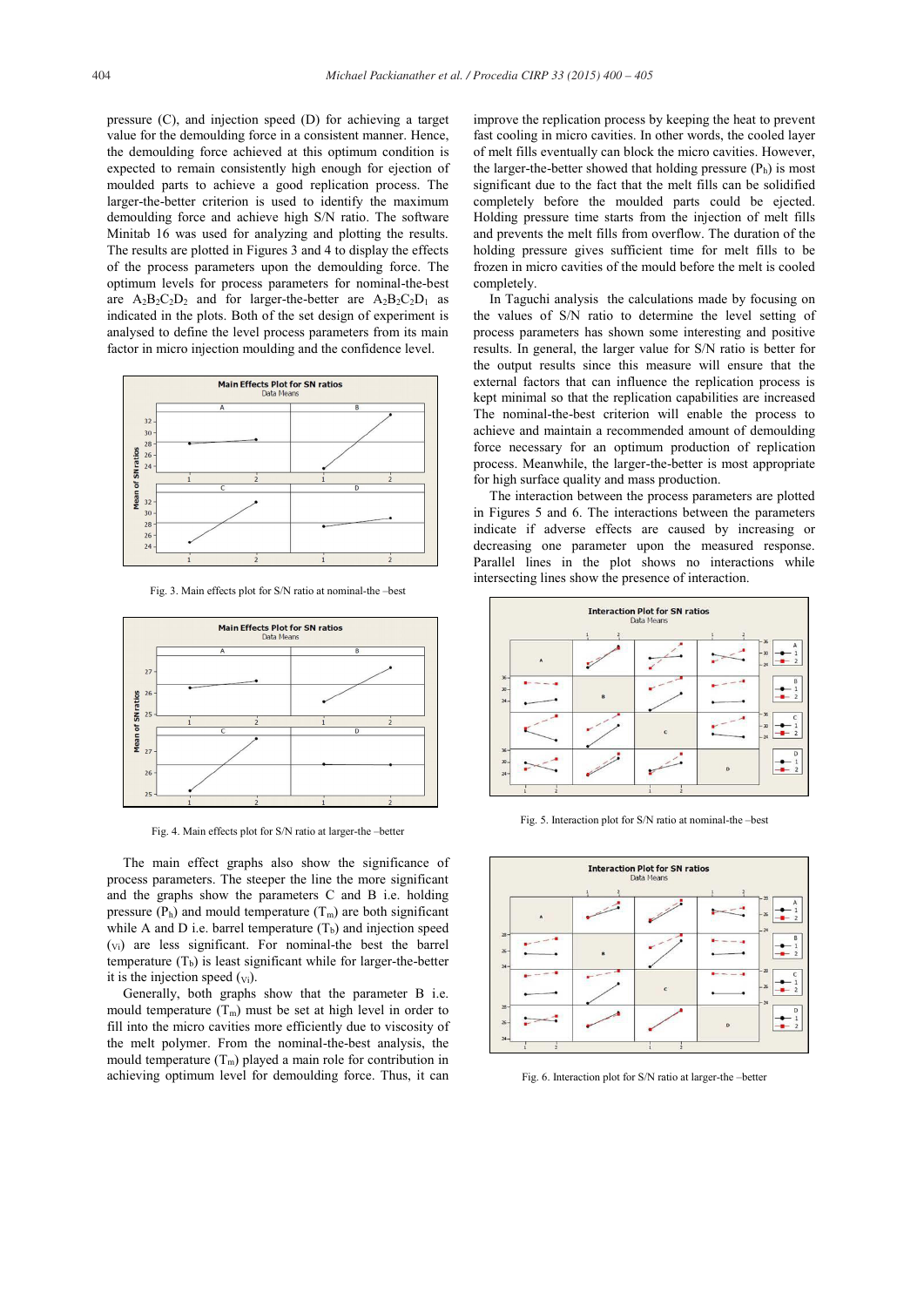pressure (C), and injection speed (D) for achieving a target value for the demoulding force in a consistent manner. Hence, the demoulding force achieved at this optimum condition is expected to remain consistently high enough for ejection of moulded parts to achieve a good replication process. The larger-the-better criterion is used to identify the maximum demoulding force and achieve high S/N ratio. The software Minitab 16 was used for analyzing and plotting the results. The results are plotted in Figures 3 and 4 to display the effects of the process parameters upon the demoulding force. The optimum levels for process parameters for nominal-the-best are $A_2B_2C_2D_2$ and for larger-the-better are $A_2B_2C_2D_1$ as indicated in the plots. Both of the set design of experiment is analysed to define the level process parameters from its main factor in micro injection moulding and the confidence level.

Fig. 3. Main effects plot for S/N ratio at nominal-the –best

Fig. 4. Main effects plot for S/N ratio at larger-the –better

The main effect graphs also show the significance of process parameters. The steeper the line the more significant and the graphs show the parameters C and B i.e. holding pressure ($P_h$) and mould temperature ($T_m$) are both significant while A and D i.e. barrel temperature ($T_b$) and injection speed ($v_i$) are less significant. For nominal-the best the barrel temperature ($T_b$) is least significant while for larger-the-better it is the injection speed ($v_i$).

Generally, both graphs show that the parameter B i.e. mould temperature ($T_m$) must be set at high level in order to fill into the micro cavities more efficiently due to viscosity of the melt polymer. From the nominal-the-best analysis, the mould temperature ($T_m$) played a main role for contribution in achieving optimum level for demoulding force. Thus, it can improve the replication process by keeping the heat to prevent fast cooling in micro cavities. In other words, the cooled layer of melt fills eventually can block the micro cavities. However, the larger-the-better showed that holding pressure ($P_h$) is most significant due to the fact that the melt fills can be solidified completely before the moulded parts could be ejected. Holding pressure time starts from the injection of melt fills and prevents the melt fills from overflow. The duration of the holding pressure gives sufficient time for melt fills to be frozen in micro cavities of the mould before the melt is cooled completely.

In Taguchi analysis the calculations made by focusing on the values of S/N ratio to determine the level setting of process parameters has shown some interesting and positive results. In general, the larger value for S/N ratio is better for the output results since this measure will ensure that the external factors that can influence the replication process is kept minimal so that the replication capabilities are increased The nominal-the-best criterion will enable the process to achieve and maintain a recommended amount of demoulding force necessary for an optimum production of replication process. Meanwhile, the larger-the-better is most appropriate for high surface quality and mass production.

The interaction between the process parameters are plotted in Figures 5 and 6. The interactions between the parameters indicate if adverse effects are caused by increasing or decreasing one parameter upon the measured response. Parallel lines in the plot shows no interactions while intersecting lines show the presence of interaction.

Fig. 5. Interaction plot for S/N ratio at nominal-the –best

Fig. 6. Interaction plot for S/N ratio at larger-the –better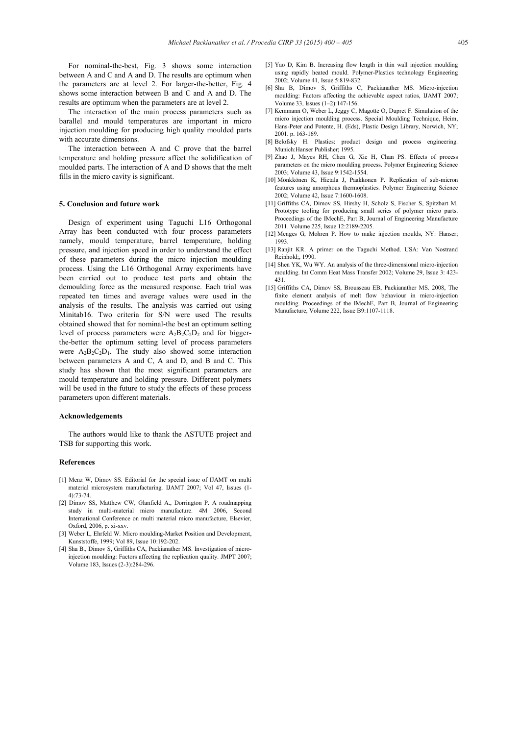For nominal-the-best, Fig. 3 shows some interaction between A and C and A and D. The results are optimum when the parameters are at level 2. For larger-the-better, Fig. 4 shows some interaction between B and C and A and D. The results are optimum when the parameters are at level 2.

The interaction of the main process parameters such as barallel and mould temperatures are important in micro injection moulding for producing high quality moulded parts with accurate dimensions.

The interaction between A and C prove that the barrel temperature and holding pressure affect the solidification of moulded parts. The interaction of A and D shows that the melt fills in the micro cavity is significant.

## 5. Conclusion and future work

Design of experiment using Taguchi L16 Orthogonal Array has been conducted with four process parameters namely, mould temperature, barrel temperature, holding pressure, and injection speed in order to understand the effect of these parameters during the micro injection moulding process. Using the L16 Orthogonal Array experiments have been carried out to produce test parts and obtain the demoulding force as the measured response. Each trial was repeated ten times and average values were used in the analysis of the results. The analysis was carried out using Minitab16. Two criteria for S/N were used The results obtained showed that for nominal-the best an optimum setting level of process parameters were $A_2B_2C_2D_2$ and for bigger-the-better the optimum setting level of process parameters were $A_2B_2C_2D_1$. The study also showed some interaction between parameters A and C, A and D, and B and C. This study has shown that the most significant parameters are mould temperature and holding pressure. Different polymers will be used in the future to study the effects of these process parameters upon different materials.

## Acknowledgements

The authors would like to thank the ASTUTE project and TSB for supporting this work.

## References

[1] Menz W, Dimov SS. Editorial for the special issue of IJAMT on multi material microsystem manufacturing. IJAMT 2007; Vol 47, Issues (1-4):73-74.

[2] Dimov SS, Matthew CW, Glanfield A., Dorrington P. A roadmapping study in multi-material micro manufacture. 4M 2006, Second International Conference on multi material micro manufacture, Elsevier, Oxford, 2006, p. xi-xxv.

[3] Weber L, Ehrfeld W. Micro moulding-Market Position and Development, Kunststoffe, 1999; Vol 89, Issue 10:192-202.

[4] Sha B., Dimov S, Griffiths CA, Packianather MS. Investigation of micro-injection moulding: Factors affecting the replication quality. JMPT 2007; Volume 183, Issues (2-3):284-296.

[5] Yao D, Kim B. Increasing flow length in thin wall injection moulding using rapidly heated mould. Polymer-Plastics technology Engineering 2002; Volume 41, Issue 5:819-832.

[6] Sha B, Dimov S, Griffiths C, Packianather MS. Micro-injection moulding: Factors affecting the achievable aspect ratios, IJAMT 2007; Volume 33, Issues (1–2):147-156.

[7] Kemmann O, Weber L, Jeggy C, Magotte O, Dupret F. Simulation of the micro injection moulding process. Special Moulding Technique, Heim, Hans-Peter and Potente, H. (Eds), Plastic Design Library, Norwich, NY; 2001. p. 163-169.

[8] Belofsky H. Plastics: product design and process engineering. Munich:Hanser Publisher; 1995.

[9] Zhao J, Mayes RH, Chen G, Xie H, Chan PS. Effects of process parameters on the micro moulding process. Polymer Engineering Science 2003; Volume 43, Issue 9:1542-1554.

[10] Mönkkönen K, Hietala J, Paakkonen P. Replication of sub-micron features using amorphous thermoplastics. Polymer Engineering Science 2002; Volume 42, Issue 7:1600-1608.

[11] Griffiths CA, Dimov SS, Hirshy H, Scholz S, Fischer S, Spitzbart M. Prototype tooling for producing small series of polymer micro parts. Proceedings of the IMechE, Part B, Journal of Engineering Manufacture 2011. Volume 225, Issue 12:2189-2205.

[12] Menges G, Mohren P. How to make injection moulds, NY: Hanser; 1993.

[13] Ranjit KR. A primer on the Taguchi Method. USA: Van Nostrand Reinhold;, 1990.

[14] Shen YK, Wu WY. An analysis of the three-dimensional micro-injection moulding. Int Comm Heat Mass Transfer 2002; Volume 29, Issue 3: 423-431.

[15] Griffiths CA, Dimov SS, Brousseau EB, Packianather MS. 2008, The finite element analysis of melt flow behaviour in micro-injection moulding. Proceedings of the IMechE, Part B, Journal of Engineering Manufacture, Volume 222, Issue B9:1107-1118.